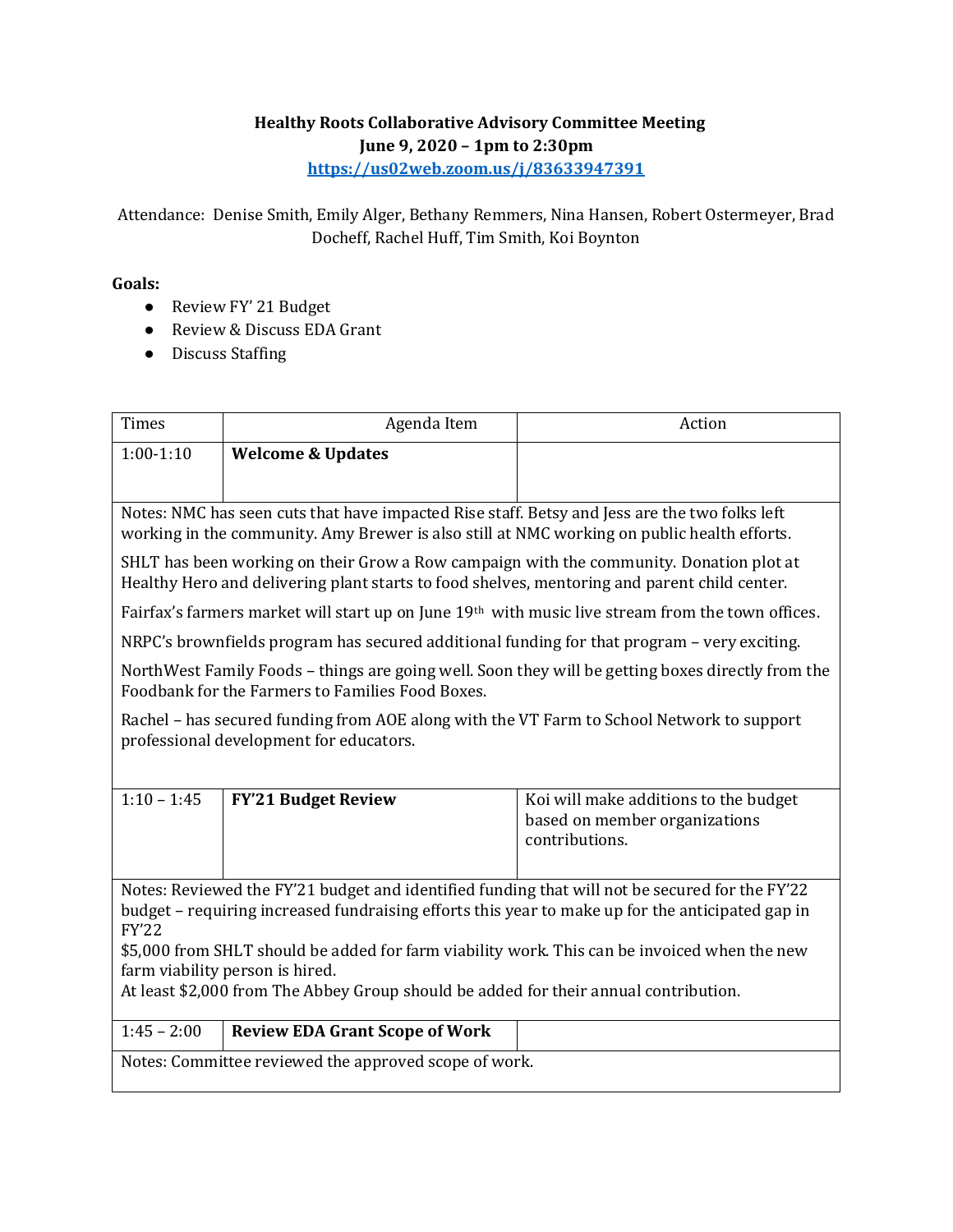**Healthy Roots Collaborative Advisory Committee Meeting**
**June 9, 2020 – 1pm to 2:30pm**
**https://us02web.zoom.us/j/83633947391**

Attendance: Denise Smith, Emily Alger, Bethany Remmers, Nina Hansen, Robert Ostermeyer, Brad Docheff, Rachel Huff, Tim Smith, Koi Boynton

**Goals:**

- Review FY' 21 Budget
- Review & Discuss EDA Grant
- Discuss Staffing

| Times | Agenda Item | Action |
| --- | --- | --- |
| 1:00-1:10 | **Welcome & Updates** | |
| Notes: NMC has seen cuts that have impacted Rise staff. Betsy and Jess are the two folks left working in the community. Amy Brewer is also still at NMC working on public health efforts. SHLT has been working on their Grow a Row campaign with the community. Donation plot at Healthy Hero and delivering plant starts to food shelves, mentoring and parent child center. Fairfax's farmers market will start up on June 19th with music live stream from the town offices. NRPC's brownfields program has secured additional funding for that program – very exciting. NorthWest Family Foods – things are going well. Soon they will be getting boxes directly from the Foodbank for the Farmers to Families Food Boxes. Rachel – has secured funding from AOE along with the VT Farm to School Network to support professional development for educators. | | |
| 1:10 – 1:45 | **FY'21 Budget Review** | Koi will make additions to the budget based on member organizations contributions. |
| Notes: Reviewed the FY'21 budget and identified funding that will not be secured for the FY'22 budget – requiring increased fundraising efforts this year to make up for the anticipated gap in FY'22. $5,000 from SHLT should be added for farm viability work. This can be invoiced when the new farm viability person is hired. At least $2,000 from The Abbey Group should be added for their annual contribution. | | |
| 1:45 – 2:00 | **Review EDA Grant Scope of Work** | |
| Notes: Committee reviewed the approved scope of work. | | |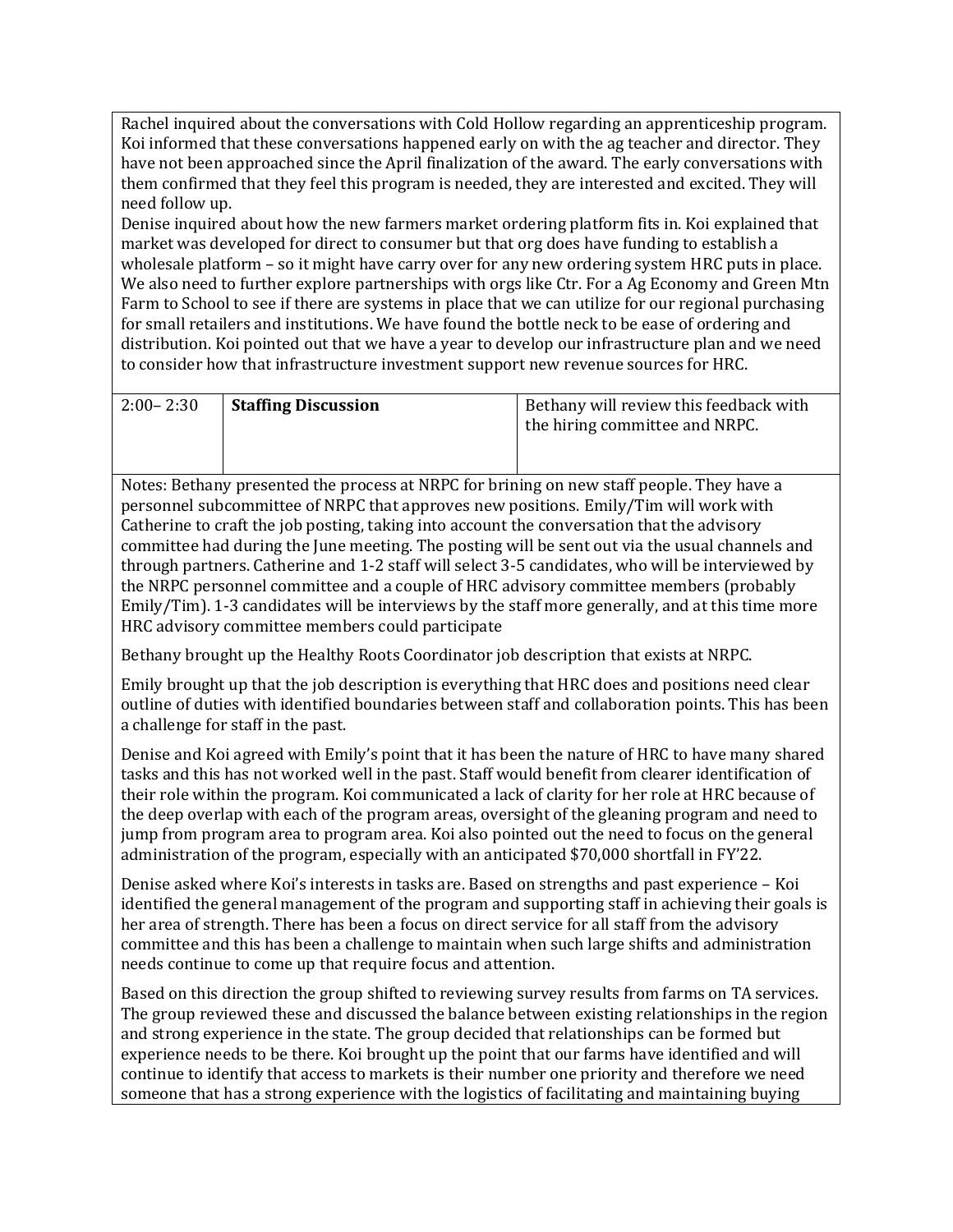Rachel inquired about the conversations with Cold Hollow regarding an apprenticeship program. Koi informed that these conversations happened early on with the ag teacher and director. They have not been approached since the April finalization of the award. The early conversations with them confirmed that they feel this program is needed, they are interested and excited. They will need follow up.

Denise inquired about how the new farmers market ordering platform fits in. Koi explained that market was developed for direct to consumer but that org does have funding to establish a wholesale platform – so it might have carry over for any new ordering system HRC puts in place. We also need to further explore partnerships with orgs like Ctr. For a Ag Economy and Green Mtn Farm to School to see if there are systems in place that we can utilize for our regional purchasing for small retailers and institutions. We have found the bottle neck to be ease of ordering and distribution. Koi pointed out that we have a year to develop our infrastructure plan and we need to consider how that infrastructure investment support new revenue sources for HRC.

| 2:00– 2:30 | **Staffing Discussion** | Bethany will review this feedback with the hiring committee and NRPC. |
|---|---|---|

Notes: Bethany presented the process at NRPC for brining on new staff people. They have a personnel subcommittee of NRPC that approves new positions. Emily/Tim will work with Catherine to craft the job posting, taking into account the conversation that the advisory committee had during the June meeting. The posting will be sent out via the usual channels and through partners. Catherine and 1-2 staff will select 3-5 candidates, who will be interviewed by the NRPC personnel committee and a couple of HRC advisory committee members (probably Emily/Tim). 1-3 candidates will be interviews by the staff more generally, and at this time more HRC advisory committee members could participate

Bethany brought up the Healthy Roots Coordinator job description that exists at NRPC.

Emily brought up that the job description is everything that HRC does and positions need clear outline of duties with identified boundaries between staff and collaboration points. This has been a challenge for staff in the past.

Denise and Koi agreed with Emily's point that it has been the nature of HRC to have many shared tasks and this has not worked well in the past. Staff would benefit from clearer identification of their role within the program. Koi communicated a lack of clarity for her role at HRC because of the deep overlap with each of the program areas, oversight of the gleaning program and need to jump from program area to program area. Koi also pointed out the need to focus on the general administration of the program, especially with an anticipated $70,000 shortfall in FY'22.

Denise asked where Koi's interests in tasks are. Based on strengths and past experience – Koi identified the general management of the program and supporting staff in achieving their goals is her area of strength. There has been a focus on direct service for all staff from the advisory committee and this has been a challenge to maintain when such large shifts and administration needs continue to come up that require focus and attention.

Based on this direction the group shifted to reviewing survey results from farms on TA services. The group reviewed these and discussed the balance between existing relationships in the region and strong experience in the state. The group decided that relationships can be formed but experience needs to be there. Koi brought up the point that our farms have identified and will continue to identify that access to markets is their number one priority and therefore we need someone that has a strong experience with the logistics of facilitating and maintaining buying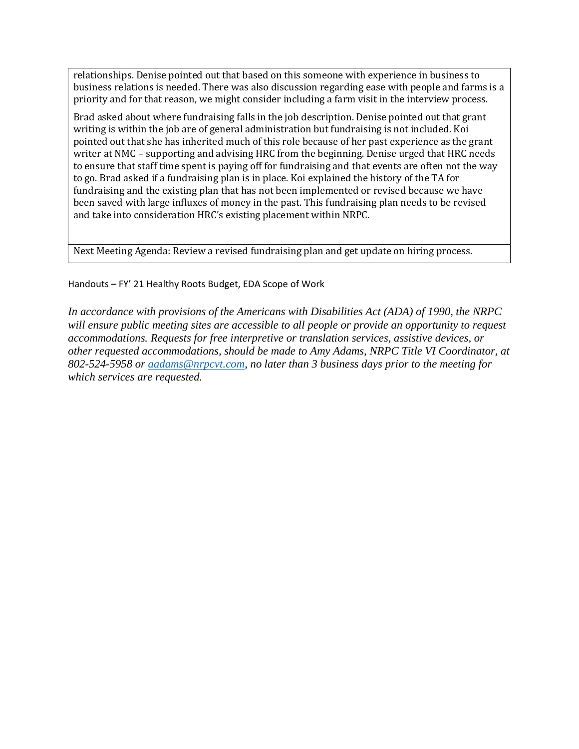| |
|---|
| relationships. Denise pointed out that based on this someone with experience in business to business relations is needed. There was also discussion regarding ease with people and farms is a priority and for that reason, we might consider including a farm visit in the interview process.<br><br>Brad asked about where fundraising falls in the job description. Denise pointed out that grant writing is within the job are of general administration but fundraising is not included. Koi pointed out that she has inherited much of this role because of her past experience as the grant writer at NMC – supporting and advising HRC from the beginning. Denise urged that HRC needs to ensure that staff time spent is paying off for fundraising and that events are often not the way to go. Brad asked if a fundraising plan is in place. Koi explained the history of the TA for fundraising and the existing plan that has not been implemented or revised because we have been saved with large influxes of money in the past. This fundraising plan needs to be revised and take into consideration HRC's existing placement within NRPC. |
| Next Meeting Agenda: Review a revised fundraising plan and get update on hiring process. |

Handouts – FY' 21 Healthy Roots Budget, EDA Scope of Work

*In accordance with provisions of the Americans with Disabilities Act (ADA) of 1990, the NRPC will ensure public meeting sites are accessible to all people or provide an opportunity to request accommodations. Requests for free interpretive or translation services, assistive devices, or other requested accommodations, should be made to Amy Adams, NRPC Title VI Coordinator, at 802-524-5958 or [aadams@nrpcvt.com](mailto:aadams@nrpcvt.com), no later than 3 business days prior to the meeting for which services are requested.*